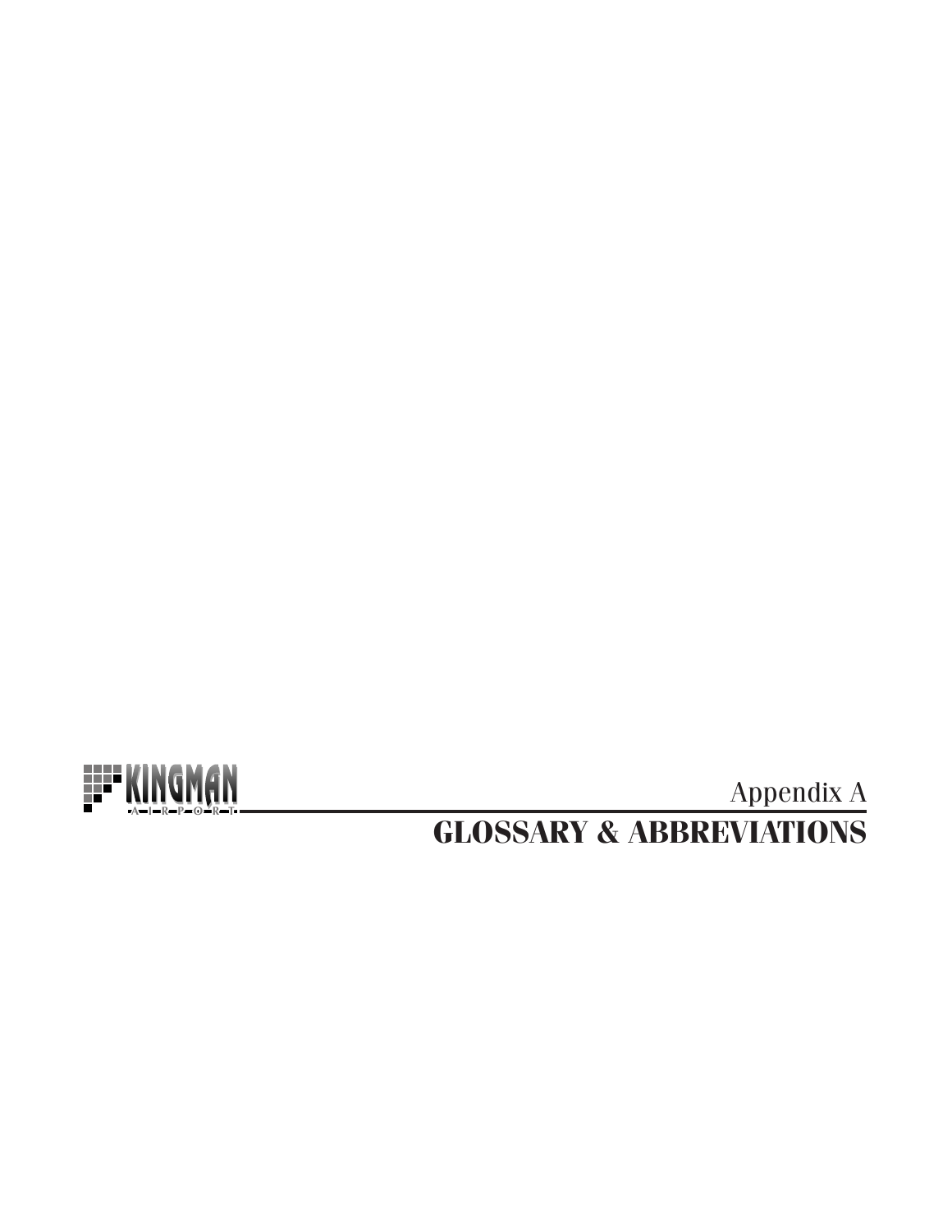Appendix A

# GLOSSARY & ABBREVIATIONS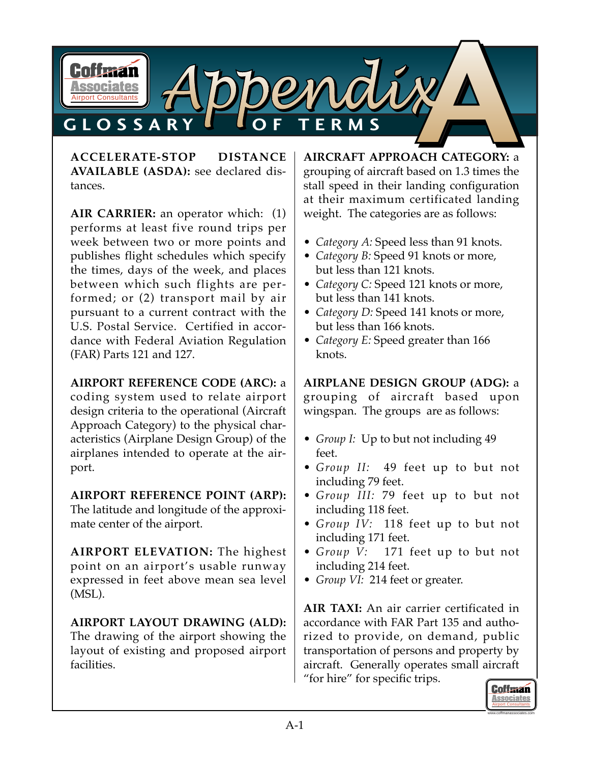# Appendix A

## GLOSSARY OF TERMS

**ACCELERATE-STOP DISTANCE AVAILABLE (ASDA):** see declared distances.

**AIR CARRIER:** an operator which: (1) performs at least five round trips per week between two or more points and publishes flight schedules which specify the times, days of the week, and places between which such flights are performed; or (2) transport mail by air pursuant to a current contract with the U.S. Postal Service. Certified in accordance with Federal Aviation Regulation (FAR) Parts 121 and 127.

**AIRPORT REFERENCE CODE (ARC):** a coding system used to relate airport design criteria to the operational (Aircraft Approach Category) to the physical characteristics (Airplane Design Group) of the airplanes intended to operate at the airport.

**AIRPORT REFERENCE POINT (ARP):** The latitude and longitude of the approximate center of the airport.

**AIRPORT ELEVATION:** The highest point on an airport's usable runway expressed in feet above mean sea level (MSL).

**AIRPORT LAYOUT DRAWING (ALD):** The drawing of the airport showing the layout of existing and proposed airport facilities.

**AIRCRAFT APPROACH CATEGORY:** a grouping of aircraft based on 1.3 times the stall speed in their landing configuration at their maximum certificated landing weight. The categories are as follows:

- *Category A:* Speed less than 91 knots.
- *Category B:* Speed 91 knots or more, but less than 121 knots.
- *Category C:* Speed 121 knots or more, but less than 141 knots.
- *Category D:* Speed 141 knots or more, but less than 166 knots.
- *Category E:* Speed greater than 166 knots.

**AIRPLANE DESIGN GROUP (ADG):** a grouping of aircraft based upon wingspan. The groups are as follows:

- *Group I:* Up to but not including 49 feet.
- *Group II:* 49 feet up to but not including 79 feet.
- *Group III:* 79 feet up to but not including 118 feet.
- *Group IV:* 118 feet up to but not including 171 feet.
- *Group V:* 171 feet up to but not including 214 feet.
- *Group VI:* 214 feet or greater.

**AIR TAXI:** An air carrier certificated in accordance with FAR Part 135 and authorized to provide, on demand, public transportation of persons and property by aircraft. Generally operates small aircraft "for hire" for specific trips.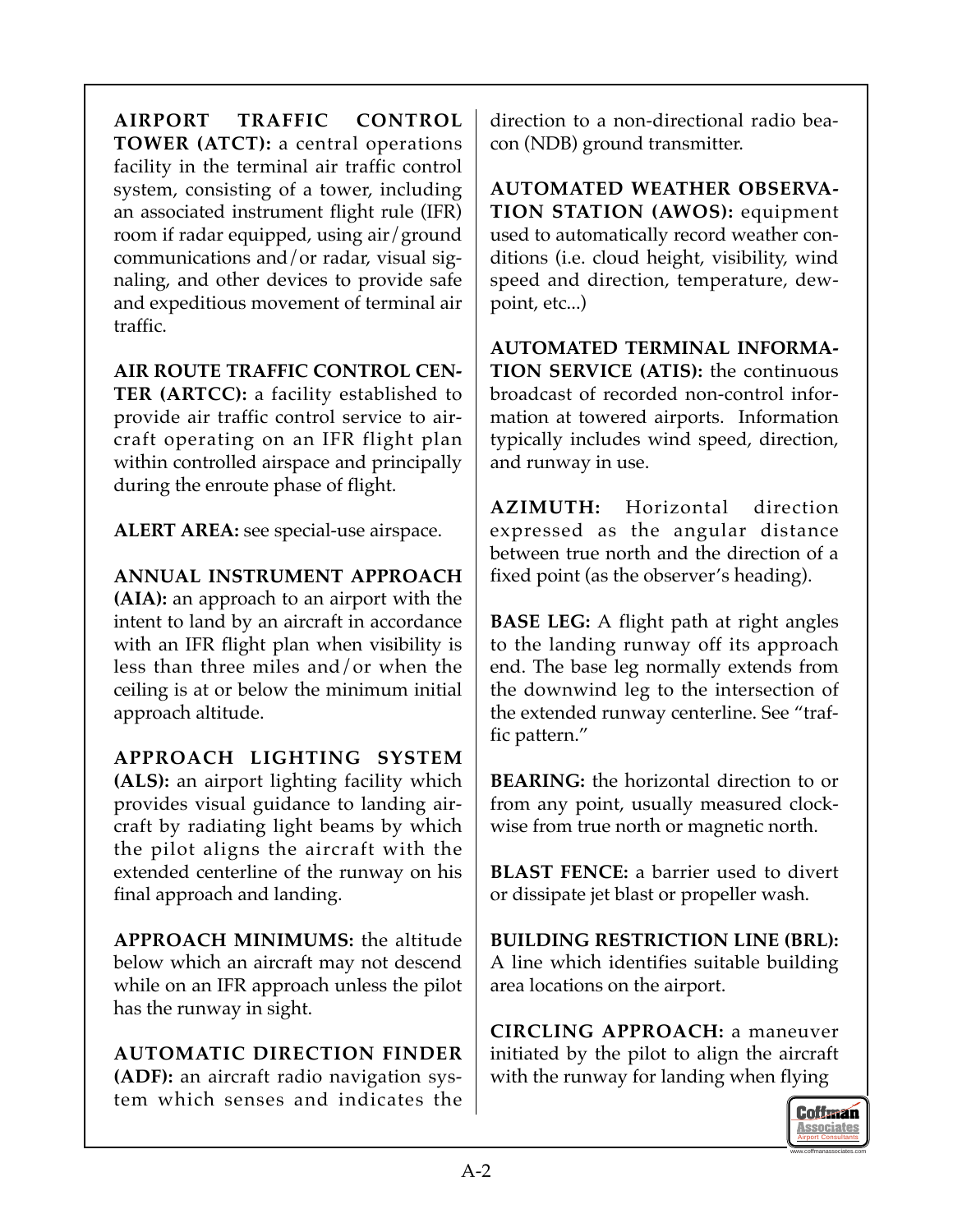**AIRPORT TRAFFIC CONTROL TOWER (ATCT):** a central operations facility in the terminal air traffic control system, consisting of a tower, including an associated instrument flight rule (IFR) room if radar equipped, using air/ground communications and/or radar, visual signaling, and other devices to provide safe and expeditious movement of terminal air traffic.

**AIR ROUTE TRAFFIC CONTROL CENTER (ARTCC):** a facility established to provide air traffic control service to aircraft operating on an IFR flight plan within controlled airspace and principally during the enroute phase of flight.

**ALERT AREA:** see special-use airspace.

**ANNUAL INSTRUMENT APPROACH (AIA):** an approach to an airport with the intent to land by an aircraft in accordance with an IFR flight plan when visibility is less than three miles and/or when the ceiling is at or below the minimum initial approach altitude.

**APPROACH LIGHTING SYSTEM (ALS):** an airport lighting facility which provides visual guidance to landing aircraft by radiating light beams by which the pilot aligns the aircraft with the extended centerline of the runway on his final approach and landing.

**APPROACH MINIMUMS:** the altitude below which an aircraft may not descend while on an IFR approach unless the pilot has the runway in sight.

**AUTOMATIC DIRECTION FINDER (ADF):** an aircraft radio navigation system which senses and indicates the direction to a non-directional radio beacon (NDB) ground transmitter.

**AUTOMATED WEATHER OBSERVATION STATION (AWOS):** equipment used to automatically record weather conditions (i.e. cloud height, visibility, wind speed and direction, temperature, dewpoint, etc...)

**AUTOMATED TERMINAL INFORMATION SERVICE (ATIS):** the continuous broadcast of recorded non-control information at towered airports. Information typically includes wind speed, direction, and runway in use.

**AZIMUTH:** Horizontal direction expressed as the angular distance between true north and the direction of a fixed point (as the observer's heading).

**BASE LEG:** A flight path at right angles to the landing runway off its approach end. The base leg normally extends from the downwind leg to the intersection of the extended runway centerline. See "traffic pattern."

**BEARING:** the horizontal direction to or from any point, usually measured clockwise from true north or magnetic north.

**BLAST FENCE:** a barrier used to divert or dissipate jet blast or propeller wash.

**BUILDING RESTRICTION LINE (BRL):** A line which identifies suitable building area locations on the airport.

**CIRCLING APPROACH:** a maneuver initiated by the pilot to align the aircraft with the runway for landing when flying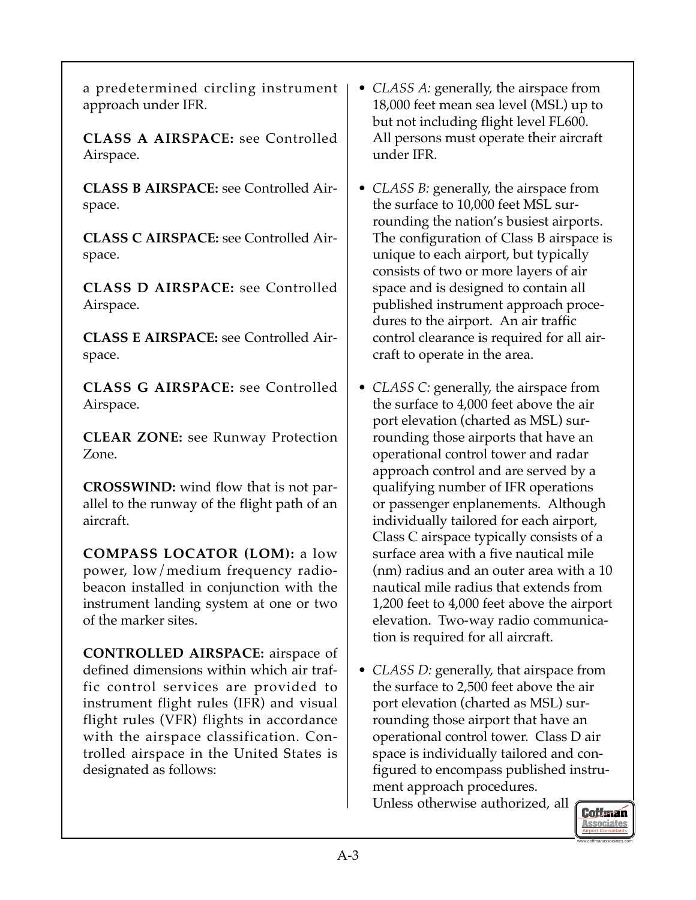a predetermined circling instrument approach under IFR.

**CLASS A AIRSPACE:** see Controlled Airspace.

**CLASS B AIRSPACE:** see Controlled Airspace.

**CLASS C AIRSPACE:** see Controlled Airspace.

**CLASS D AIRSPACE:** see Controlled Airspace.

**CLASS E AIRSPACE:** see Controlled Airspace.

**CLASS G AIRSPACE:** see Controlled Airspace.

**CLEAR ZONE:** see Runway Protection Zone.

**CROSSWIND:** wind flow that is not parallel to the runway of the flight path of an aircraft.

**COMPASS LOCATOR (LOM):** a low power, low/medium frequency radiobeacon installed in conjunction with the instrument landing system at one or two of the marker sites.

**CONTROLLED AIRSPACE:** airspace of defined dimensions within which air traffic control services are provided to instrument flight rules (IFR) and visual flight rules (VFR) flights in accordance with the airspace classification. Controlled airspace in the United States is designated as follows:

- *CLASS A:* generally, the airspace from 18,000 feet mean sea level (MSL) up to but not including flight level FL600. All persons must operate their aircraft under IFR.

- *CLASS B:* generally, the airspace from the surface to 10,000 feet MSL surrounding the nation's busiest airports. The configuration of Class B airspace is unique to each airport, but typically consists of two or more layers of air space and is designed to contain all published instrument approach procedures to the airport. An air traffic control clearance is required for all aircraft to operate in the area.

- *CLASS C:* generally, the airspace from the surface to 4,000 feet above the air port elevation (charted as MSL) surrounding those airports that have an operational control tower and radar approach control and are served by a qualifying number of IFR operations or passenger enplanements. Although individually tailored for each airport, Class C airspace typically consists of a surface area with a five nautical mile (nm) radius and an outer area with a 10 nautical mile radius that extends from 1,200 feet to 4,000 feet above the airport elevation. Two-way radio communication is required for all aircraft.

- *CLASS D:* generally, that airspace from the surface to 2,500 feet above the air port elevation (charted as MSL) surrounding those airport that have an operational control tower. Class D air space is individually tailored and configured to encompass published instrument approach procedures. Unless otherwise authorized, all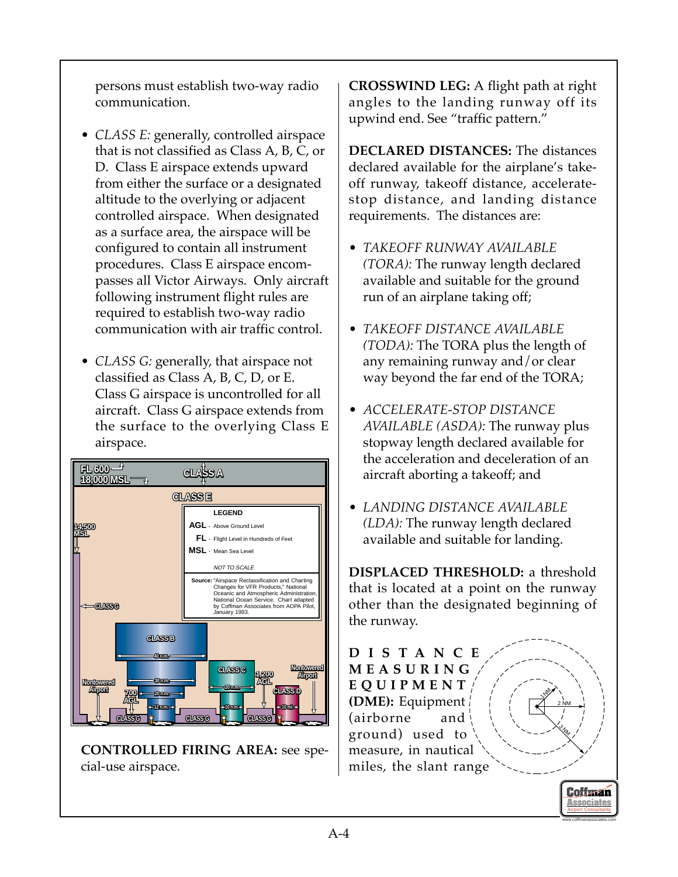persons must establish two-way radio communication.

- *CLASS E:* generally, controlled airspace that is not classified as Class A, B, C, or D. Class E airspace extends upward from either the surface or a designated altitude to the overlying or adjacent controlled airspace. When designated as a surface area, the airspace will be configured to contain all instrument procedures. Class E airspace encompasses all Victor Airways. Only aircraft following instrument flight rules are required to establish two-way radio communication with air traffic control.

- *CLASS G:* generally, that airspace not classified as Class A, B, C, D, or E. Class G airspace is uncontrolled for all aircraft. Class G airspace extends from the surface to the overlying Class E airspace.

**CONTROLLED FIRING AREA:** see special-use airspace.

**CROSSWIND LEG:** A flight path at right angles to the landing runway off its upwind end. See "traffic pattern."

**DECLARED DISTANCES:** The distances declared available for the airplane's takeoff runway, takeoff distance, accelerate-stop distance, and landing distance requirements. The distances are:

- *TAKEOFF RUNWAY AVAILABLE (TORA):* The runway length declared available and suitable for the ground run of an airplane taking off;

- *TAKEOFF DISTANCE AVAILABLE (TODA):* The TORA plus the length of any remaining runway and/or clear way beyond the far end of the TORA;

- *ACCELERATE-STOP DISTANCE AVAILABLE (ASDA):* The runway plus stopway length declared available for the acceleration and deceleration of an aircraft aborting a takeoff; and

- *LANDING DISTANCE AVAILABLE (LDA):* The runway length declared available and suitable for landing.

**DISPLACED THRESHOLD:** a threshold that is located at a point on the runway other than the designated beginning of the runway.

**DISTANCE MEASURING EQUIPMENT (DME):** Equipment (airborne and ground) used to measure, in nautical miles, the slant range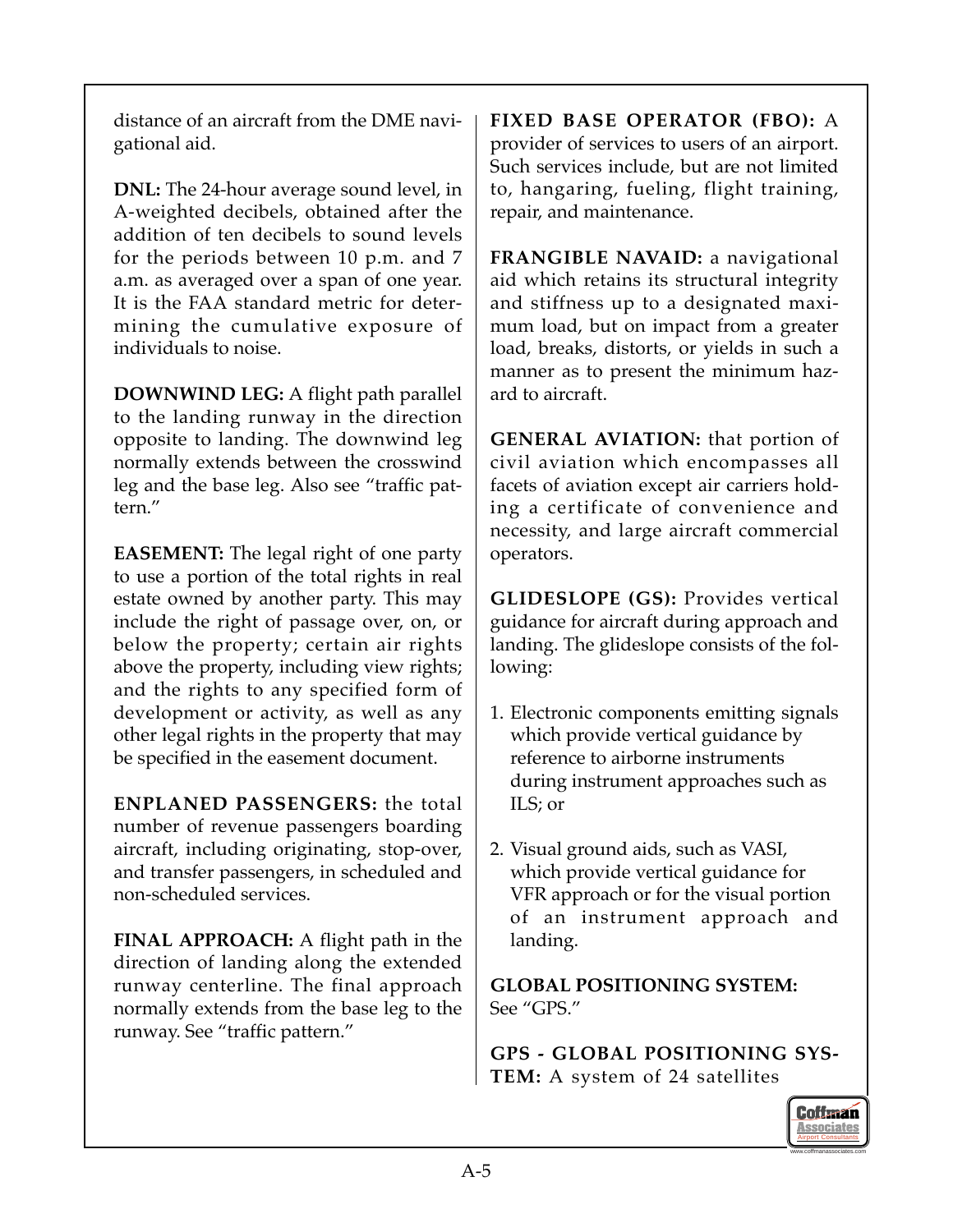distance of an aircraft from the DME navigational aid.

**DNL:** The 24-hour average sound level, in A-weighted decibels, obtained after the addition of ten decibels to sound levels for the periods between 10 p.m. and 7 a.m. as averaged over a span of one year. It is the FAA standard metric for determining the cumulative exposure of individuals to noise.

**DOWNWIND LEG:** A flight path parallel to the landing runway in the direction opposite to landing. The downwind leg normally extends between the crosswind leg and the base leg. Also see "traffic pattern."

**EASEMENT:** The legal right of one party to use a portion of the total rights in real estate owned by another party. This may include the right of passage over, on, or below the property; certain air rights above the property, including view rights; and the rights to any specified form of development or activity, as well as any other legal rights in the property that may be specified in the easement document.

**ENPLANED PASSENGERS:** the total number of revenue passengers boarding aircraft, including originating, stop-over, and transfer passengers, in scheduled and non-scheduled services.

**FINAL APPROACH:** A flight path in the direction of landing along the extended runway centerline. The final approach normally extends from the base leg to the runway. See "traffic pattern."

**FIXED BASE OPERATOR (FBO):** A provider of services to users of an airport. Such services include, but are not limited to, hangaring, fueling, flight training, repair, and maintenance.

**FRANGIBLE NAVAID:** a navigational aid which retains its structural integrity and stiffness up to a designated maximum load, but on impact from a greater load, breaks, distorts, or yields in such a manner as to present the minimum hazard to aircraft.

**GENERAL AVIATION:** that portion of civil aviation which encompasses all facets of aviation except air carriers holding a certificate of convenience and necessity, and large aircraft commercial operators.

**GLIDESLOPE (GS):** Provides vertical guidance for aircraft during approach and landing. The glideslope consists of the following:

1. Electronic components emitting signals which provide vertical guidance by reference to airborne instruments during instrument approaches such as ILS; or

2. Visual ground aids, such as VASI, which provide vertical guidance for VFR approach or for the visual portion of an instrument approach and landing.

**GLOBAL POSITIONING SYSTEM:** See "GPS."

**GPS - GLOBAL POSITIONING SYSTEM:** A system of 24 satellites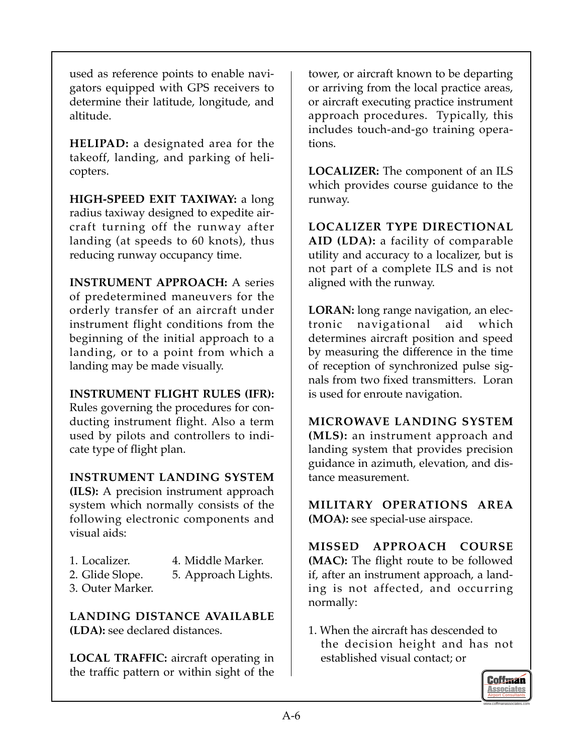used as reference points to enable navigators equipped with GPS receivers to determine their latitude, longitude, and altitude.

**HELIPAD:** a designated area for the takeoff, landing, and parking of helicopters.

**HIGH-SPEED EXIT TAXIWAY:** a long radius taxiway designed to expedite aircraft turning off the runway after landing (at speeds to 60 knots), thus reducing runway occupancy time.

**INSTRUMENT APPROACH:** A series of predetermined maneuvers for the orderly transfer of an aircraft under instrument flight conditions from the beginning of the initial approach to a landing, or to a point from which a landing may be made visually.

**INSTRUMENT FLIGHT RULES (IFR):** Rules governing the procedures for conducting instrument flight. Also a term used by pilots and controllers to indicate type of flight plan.

**INSTRUMENT LANDING SYSTEM (ILS):** A precision instrument approach system which normally consists of the following electronic components and visual aids:

1. Localizer.
2. Glide Slope.
3. Outer Marker.
4. Middle Marker.
5. Approach Lights.

**LANDING DISTANCE AVAILABLE (LDA):** see declared distances.

**LOCAL TRAFFIC:** aircraft operating in the traffic pattern or within sight of the tower, or aircraft known to be departing or arriving from the local practice areas, or aircraft executing practice instrument approach procedures. Typically, this includes touch-and-go training operations.

**LOCALIZER:** The component of an ILS which provides course guidance to the runway.

**LOCALIZER TYPE DIRECTIONAL AID (LDA):** a facility of comparable utility and accuracy to a localizer, but is not part of a complete ILS and is not aligned with the runway.

**LORAN:** long range navigation, an electronic navigational aid which determines aircraft position and speed by measuring the difference in the time of reception of synchronized pulse signals from two fixed transmitters. Loran is used for enroute navigation.

**MICROWAVE LANDING SYSTEM (MLS):** an instrument approach and landing system that provides precision guidance in azimuth, elevation, and distance measurement.

**MILITARY OPERATIONS AREA (MOA):** see special-use airspace.

**MISSED APPROACH COURSE (MAC):** The flight route to be followed if, after an instrument approach, a landing is not affected, and occurring normally:

1. When the aircraft has descended to the decision height and has not established visual contact; or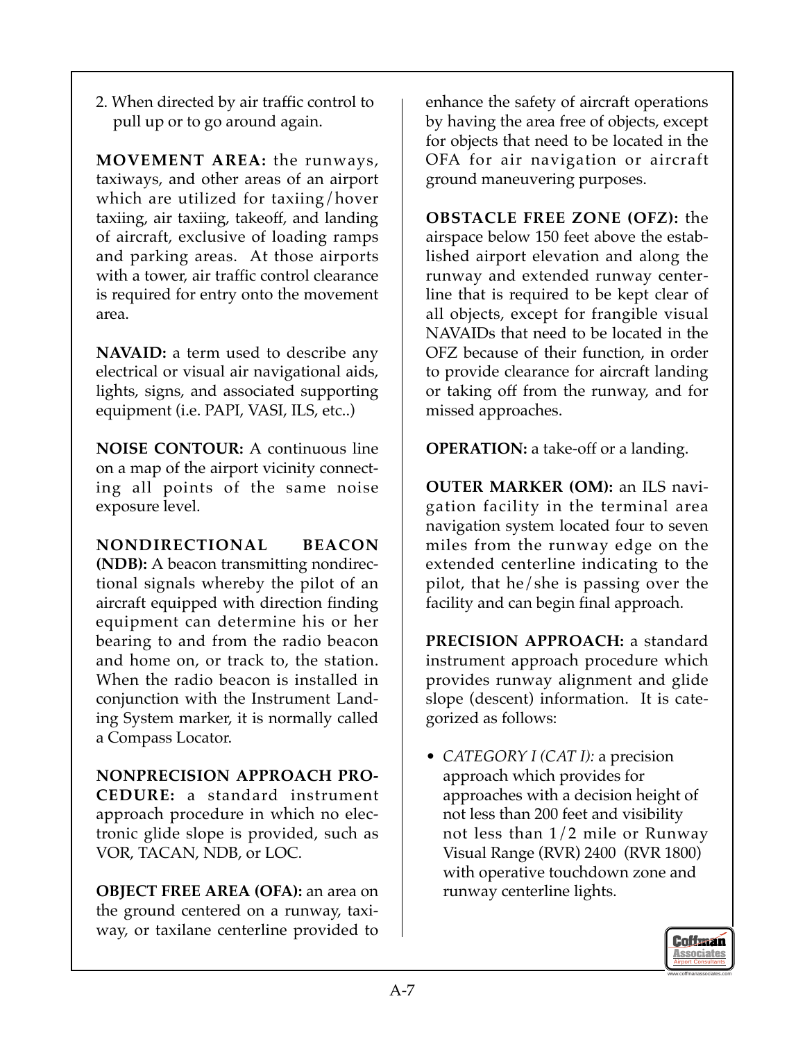2. When directed by air traffic control to pull up or to go around again.

**MOVEMENT AREA:** the runways, taxiways, and other areas of an airport which are utilized for taxiing/hover taxiing, air taxiing, takeoff, and landing of aircraft, exclusive of loading ramps and parking areas. At those airports with a tower, air traffic control clearance is required for entry onto the movement area.

**NAVAID:** a term used to describe any electrical or visual air navigational aids, lights, signs, and associated supporting equipment (i.e. PAPI, VASI, ILS, etc..)

**NOISE CONTOUR:** A continuous line on a map of the airport vicinity connecting all points of the same noise exposure level.

**NONDIRECTIONAL BEACON (NDB):** A beacon transmitting nondirectional signals whereby the pilot of an aircraft equipped with direction finding equipment can determine his or her bearing to and from the radio beacon and home on, or track to, the station. When the radio beacon is installed in conjunction with the Instrument Landing System marker, it is normally called a Compass Locator.

**NONPRECISION APPROACH PROCEDURE:** a standard instrument approach procedure in which no electronic glide slope is provided, such as VOR, TACAN, NDB, or LOC.

**OBJECT FREE AREA (OFA):** an area on the ground centered on a runway, taxiway, or taxilane centerline provided to enhance the safety of aircraft operations by having the area free of objects, except for objects that need to be located in the OFA for air navigation or aircraft ground maneuvering purposes.

**OBSTACLE FREE ZONE (OFZ):** the airspace below 150 feet above the established airport elevation and along the runway and extended runway centerline that is required to be kept clear of all objects, except for frangible visual NAVAIDs that need to be located in the OFZ because of their function, in order to provide clearance for aircraft landing or taking off from the runway, and for missed approaches.

**OPERATION:** a take-off or a landing.

**OUTER MARKER (OM):** an ILS navigation facility in the terminal area navigation system located four to seven miles from the runway edge on the extended centerline indicating to the pilot, that he/she is passing over the facility and can begin final approach.

**PRECISION APPROACH:** a standard instrument approach procedure which provides runway alignment and glide slope (descent) information. It is categorized as follows:

- *CATEGORY I (CAT I):* a precision approach which provides for approaches with a decision height of not less than 200 feet and visibility not less than 1/2 mile or Runway Visual Range (RVR) 2400 (RVR 1800) with operative touchdown zone and runway centerline lights.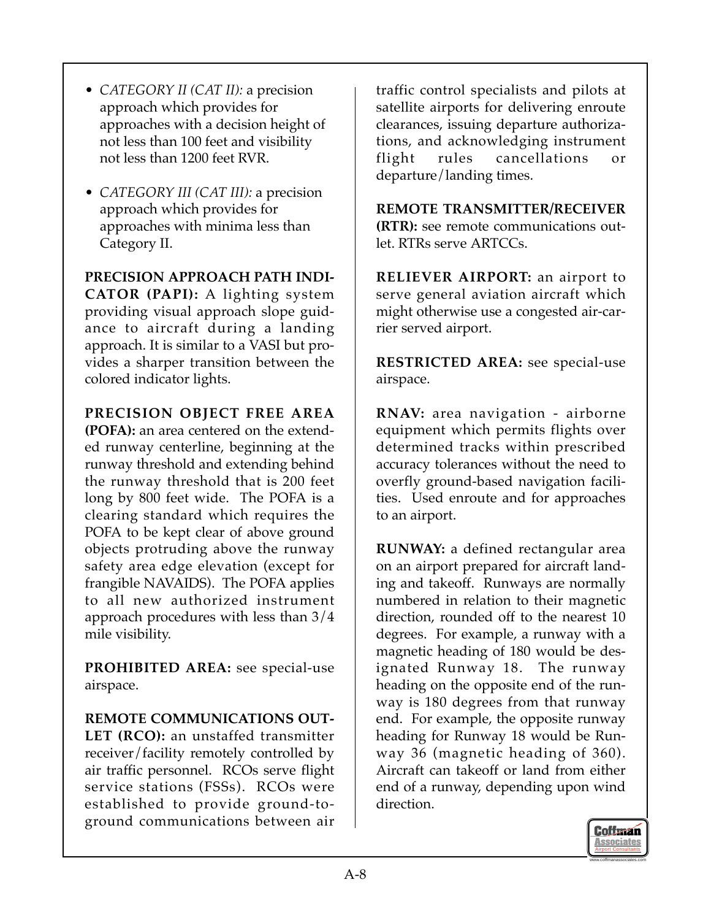- *CATEGORY II (CAT II):* a precision approach which provides for approaches with a decision height of not less than 100 feet and visibility not less than 1200 feet RVR.

- *CATEGORY III (CAT III):* a precision approach which provides for approaches with minima less than Category II.

**PRECISION APPROACH PATH INDICATOR (PAPI):** A lighting system providing visual approach slope guidance to aircraft during a landing approach. It is similar to a VASI but provides a sharper transition between the colored indicator lights.

**PRECISION OBJECT FREE AREA (POFA):** an area centered on the extended runway centerline, beginning at the runway threshold and extending behind the runway threshold that is 200 feet long by 800 feet wide. The POFA is a clearing standard which requires the POFA to be kept clear of above ground objects protruding above the runway safety area edge elevation (except for frangible NAVAIDS). The POFA applies to all new authorized instrument approach procedures with less than 3/4 mile visibility.

**PROHIBITED AREA:** see special-use airspace.

**REMOTE COMMUNICATIONS OUTLET (RCO):** an unstaffed transmitter receiver/facility remotely controlled by air traffic personnel. RCOs serve flight service stations (FSSs). RCOs were established to provide ground-to-ground communications between air traffic control specialists and pilots at satellite airports for delivering enroute clearances, issuing departure authorizations, and acknowledging instrument flight rules cancellations or departure/landing times.

**REMOTE TRANSMITTER/RECEIVER (RTR):** see remote communications outlet. RTRs serve ARTCCs.

**RELIEVER AIRPORT:** an airport to serve general aviation aircraft which might otherwise use a congested air-carrier served airport.

**RESTRICTED AREA:** see special-use airspace.

**RNAV:** area navigation - airborne equipment which permits flights over determined tracks within prescribed accuracy tolerances without the need to overfly ground-based navigation facilities. Used enroute and for approaches to an airport.

**RUNWAY:** a defined rectangular area on an airport prepared for aircraft landing and takeoff. Runways are normally numbered in relation to their magnetic direction, rounded off to the nearest 10 degrees. For example, a runway with a magnetic heading of 180 would be designated Runway 18. The runway heading on the opposite end of the runway is 180 degrees from that runway end. For example, the opposite runway heading for Runway 18 would be Runway 36 (magnetic heading of 360). Aircraft can takeoff or land from either end of a runway, depending upon wind direction.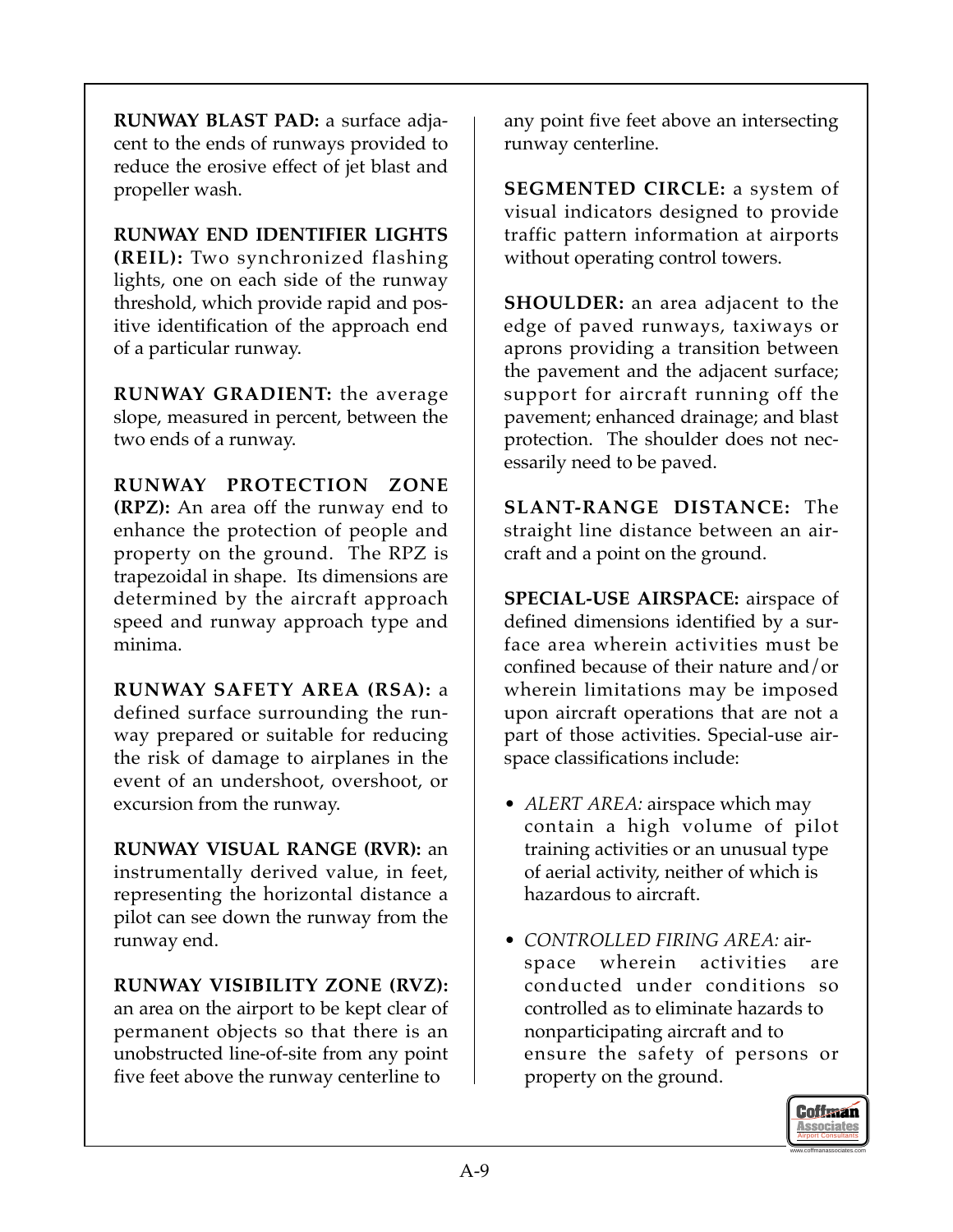**RUNWAY BLAST PAD:** a surface adjacent to the ends of runways provided to reduce the erosive effect of jet blast and propeller wash.

**RUNWAY END IDENTIFIER LIGHTS (REIL):** Two synchronized flashing lights, one on each side of the runway threshold, which provide rapid and positive identification of the approach end of a particular runway.

**RUNWAY GRADIENT:** the average slope, measured in percent, between the two ends of a runway.

**RUNWAY PROTECTION ZONE (RPZ):** An area off the runway end to enhance the protection of people and property on the ground. The RPZ is trapezoidal in shape. Its dimensions are determined by the aircraft approach speed and runway approach type and minima.

**RUNWAY SAFETY AREA (RSA):** a defined surface surrounding the runway prepared or suitable for reducing the risk of damage to airplanes in the event of an undershoot, overshoot, or excursion from the runway.

**RUNWAY VISUAL RANGE (RVR):** an instrumentally derived value, in feet, representing the horizontal distance a pilot can see down the runway from the runway end.

**RUNWAY VISIBILITY ZONE (RVZ):** an area on the airport to be kept clear of permanent objects so that there is an unobstructed line-of-site from any point five feet above the runway centerline to any point five feet above an intersecting runway centerline.

**SEGMENTED CIRCLE:** a system of visual indicators designed to provide traffic pattern information at airports without operating control towers.

**SHOULDER:** an area adjacent to the edge of paved runways, taxiways or aprons providing a transition between the pavement and the adjacent surface; support for aircraft running off the pavement; enhanced drainage; and blast protection. The shoulder does not necessarily need to be paved.

**SLANT-RANGE DISTANCE:** The straight line distance between an aircraft and a point on the ground.

**SPECIAL-USE AIRSPACE:** airspace of defined dimensions identified by a surface area wherein activities must be confined because of their nature and/or wherein limitations may be imposed upon aircraft operations that are not a part of those activities. Special-use airspace classifications include:

- *ALERT AREA:* airspace which may contain a high volume of pilot training activities or an unusual type of aerial activity, neither of which is hazardous to aircraft.
- *CONTROLLED FIRING AREA:* airspace wherein activities are conducted under conditions so controlled as to eliminate hazards to nonparticipating aircraft and to ensure the safety of persons or property on the ground.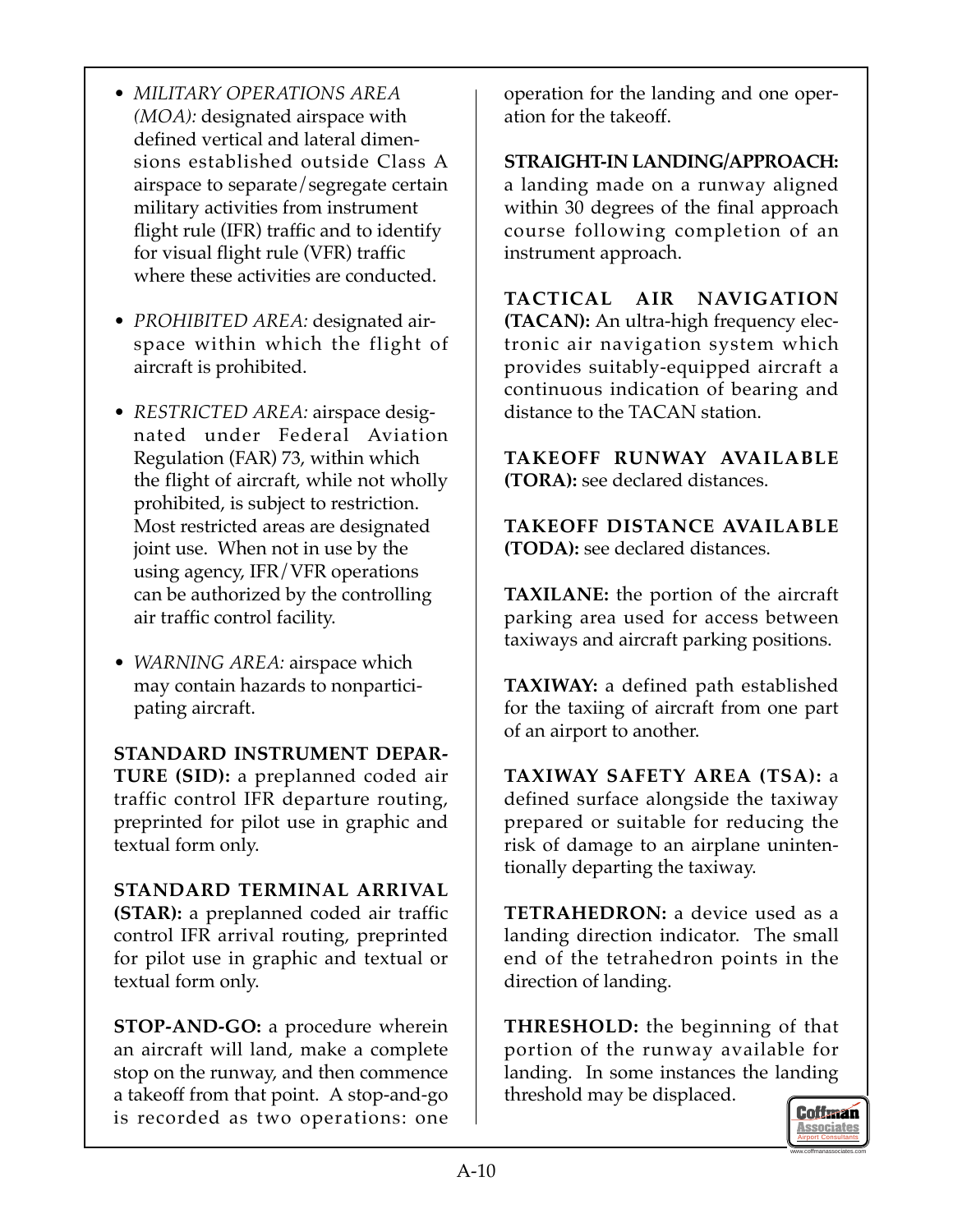- *MILITARY OPERATIONS AREA (MOA):* designated airspace with defined vertical and lateral dimensions established outside Class A airspace to separate/segregate certain military activities from instrument flight rule (IFR) traffic and to identify for visual flight rule (VFR) traffic where these activities are conducted.

- *PROHIBITED AREA:* designated airspace within which the flight of aircraft is prohibited.

- *RESTRICTED AREA:* airspace designated under Federal Aviation Regulation (FAR) 73, within which the flight of aircraft, while not wholly prohibited, is subject to restriction. Most restricted areas are designated joint use. When not in use by the using agency, IFR/VFR operations can be authorized by the controlling air traffic control facility.

- *WARNING AREA:* airspace which may contain hazards to nonparticipating aircraft.

**STANDARD INSTRUMENT DEPARTURE (SID):** a preplanned coded air traffic control IFR departure routing, preprinted for pilot use in graphic and textual form only.

**STANDARD TERMINAL ARRIVAL (STAR):** a preplanned coded air traffic control IFR arrival routing, preprinted for pilot use in graphic and textual or textual form only.

**STOP-AND-GO:** a procedure wherein an aircraft will land, make a complete stop on the runway, and then commence a takeoff from that point. A stop-and-go is recorded as two operations: one operation for the landing and one operation for the takeoff.

**STRAIGHT-IN LANDING/APPROACH:** a landing made on a runway aligned within 30 degrees of the final approach course following completion of an instrument approach.

**TACTICAL AIR NAVIGATION (TACAN):** An ultra-high frequency electronic air navigation system which provides suitably-equipped aircraft a continuous indication of bearing and distance to the TACAN station.

**TAKEOFF RUNWAY AVAILABLE (TORA):** see declared distances.

**TAKEOFF DISTANCE AVAILABLE (TODA):** see declared distances.

**TAXILANE:** the portion of the aircraft parking area used for access between taxiways and aircraft parking positions.

**TAXIWAY:** a defined path established for the taxiing of aircraft from one part of an airport to another.

**TAXIWAY SAFETY AREA (TSA):** a defined surface alongside the taxiway prepared or suitable for reducing the risk of damage to an airplane unintentionally departing the taxiway.

**TETRAHEDRON:** a device used as a landing direction indicator. The small end of the tetrahedron points in the direction of landing.

**THRESHOLD:** the beginning of that portion of the runway available for landing. In some instances the landing threshold may be displaced.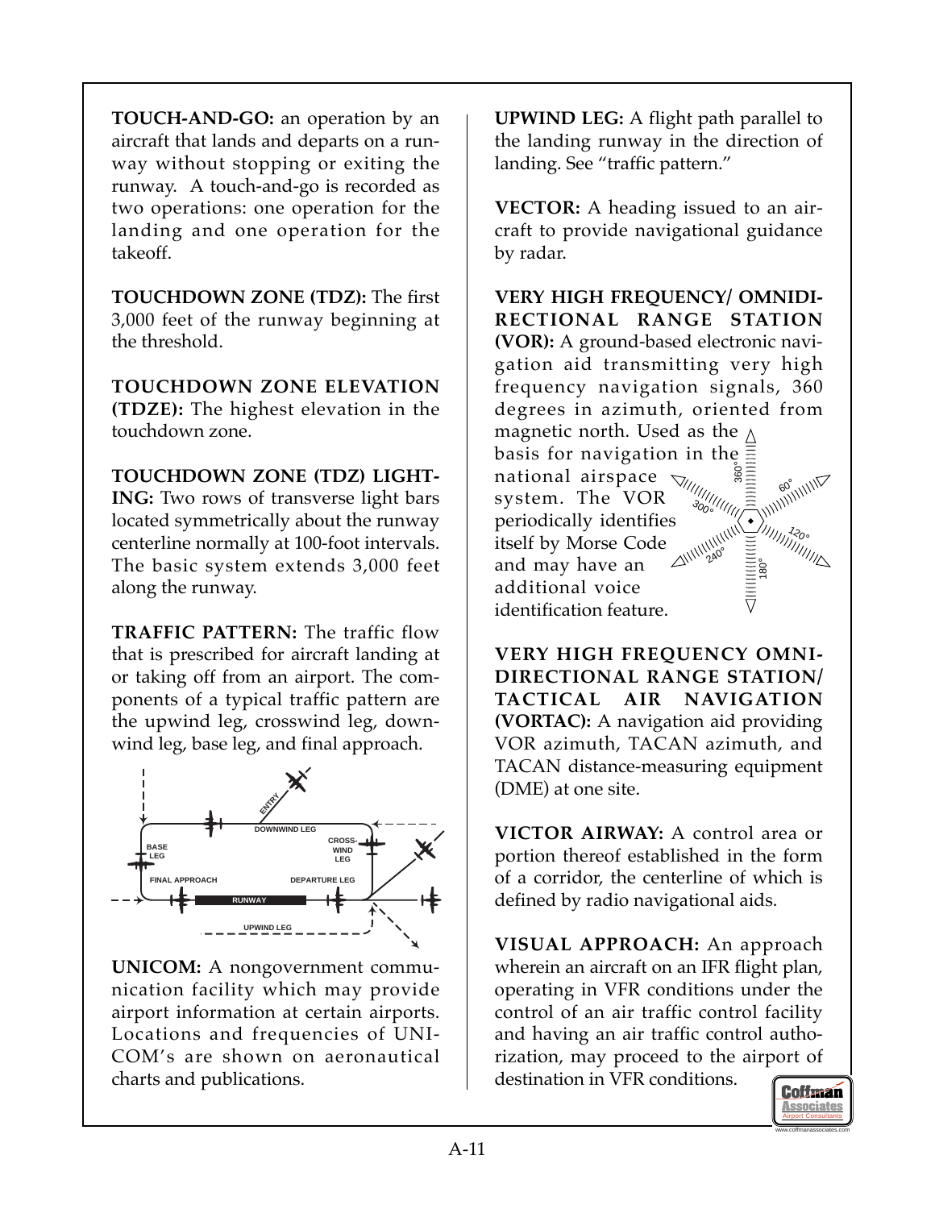**TOUCH-AND-GO:** an operation by an aircraft that lands and departs on a runway without stopping or exiting the runway. A touch-and-go is recorded as two operations: one operation for the landing and one operation for the takeoff.

**TOUCHDOWN ZONE (TDZ):** The first 3,000 feet of the runway beginning at the threshold.

**TOUCHDOWN ZONE ELEVATION (TDZE):** The highest elevation in the touchdown zone.

**TOUCHDOWN ZONE (TDZ) LIGHTING:** Two rows of transverse light bars located symmetrically about the runway centerline normally at 100-foot intervals. The basic system extends 3,000 feet along the runway.

**TRAFFIC PATTERN:** The traffic flow that is prescribed for aircraft landing at or taking off from an airport. The components of a typical traffic pattern are the upwind leg, crosswind leg, downwind leg, base leg, and final approach.

**UNICOM:** A nongovernment communication facility which may provide airport information at certain airports. Locations and frequencies of UNICOM's are shown on aeronautical charts and publications.

**UPWIND LEG:** A flight path parallel to the landing runway in the direction of landing. See "traffic pattern."

**VECTOR:** A heading issued to an aircraft to provide navigational guidance by radar.

**VERY HIGH FREQUENCY/ OMNIDIRECTIONAL RANGE STATION (VOR):** A ground-based electronic navigation aid transmitting very high frequency navigation signals, 360 degrees in azimuth, oriented from magnetic north. Used as the basis for navigation in the national airspace system. The VOR periodically identifies itself by Morse Code and may have an additional voice identification feature.

**VERY HIGH FREQUENCY OMNI-DIRECTIONAL RANGE STATION/ TACTICAL AIR NAVIGATION (VORTAC):** A navigation aid providing VOR azimuth, TACAN azimuth, and TACAN distance-measuring equipment (DME) at one site.

**VICTOR AIRWAY:** A control area or portion thereof established in the form of a corridor, the centerline of which is defined by radio navigational aids.

**VISUAL APPROACH:** An approach wherein an aircraft on an IFR flight plan, operating in VFR conditions under the control of an air traffic control facility and having an air traffic control authorization, may proceed to the airport of destination in VFR conditions.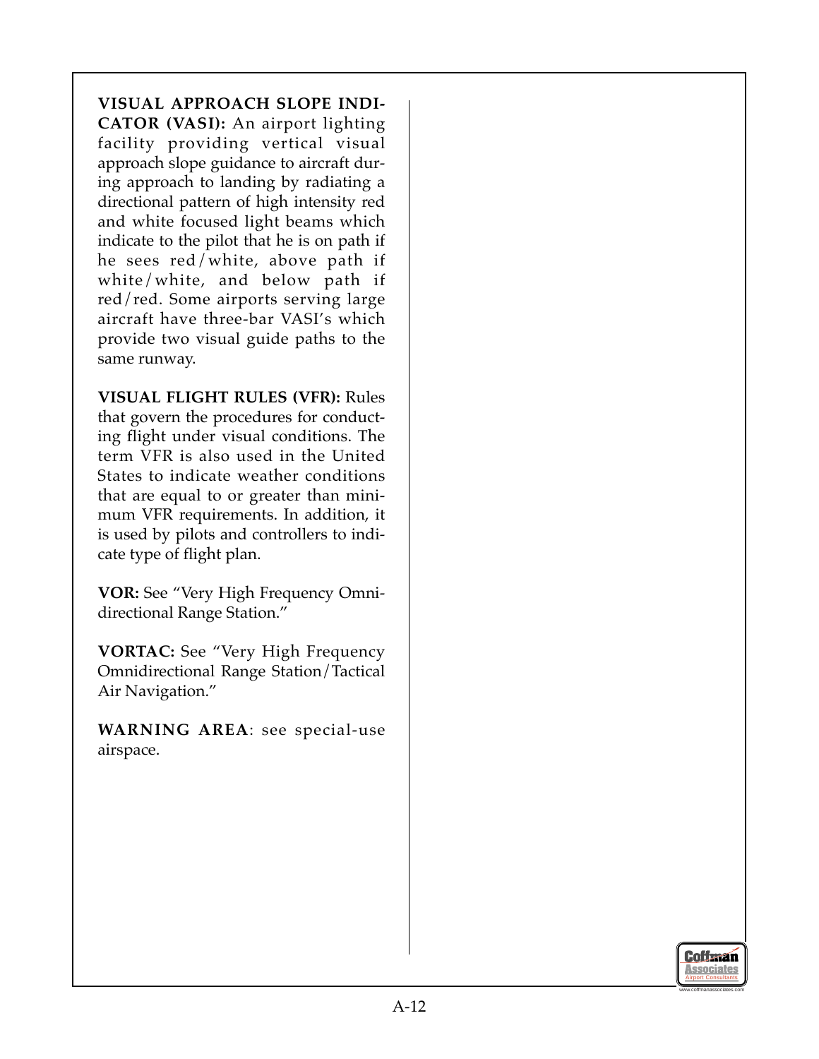**VISUAL APPROACH SLOPE INDICATOR (VASI):** An airport lighting facility providing vertical visual approach slope guidance to aircraft during approach to landing by radiating a directional pattern of high intensity red and white focused light beams which indicate to the pilot that he is on path if he sees red/white, above path if white/white, and below path if red/red. Some airports serving large aircraft have three-bar VASI's which provide two visual guide paths to the same runway.

**VISUAL FLIGHT RULES (VFR):** Rules that govern the procedures for conducting flight under visual conditions. The term VFR is also used in the United States to indicate weather conditions that are equal to or greater than minimum VFR requirements. In addition, it is used by pilots and controllers to indicate type of flight plan.

**VOR:** See "Very High Frequency Omnidirectional Range Station."

**VORTAC:** See "Very High Frequency Omnidirectional Range Station/Tactical Air Navigation."

**WARNING AREA**: see special-use airspace.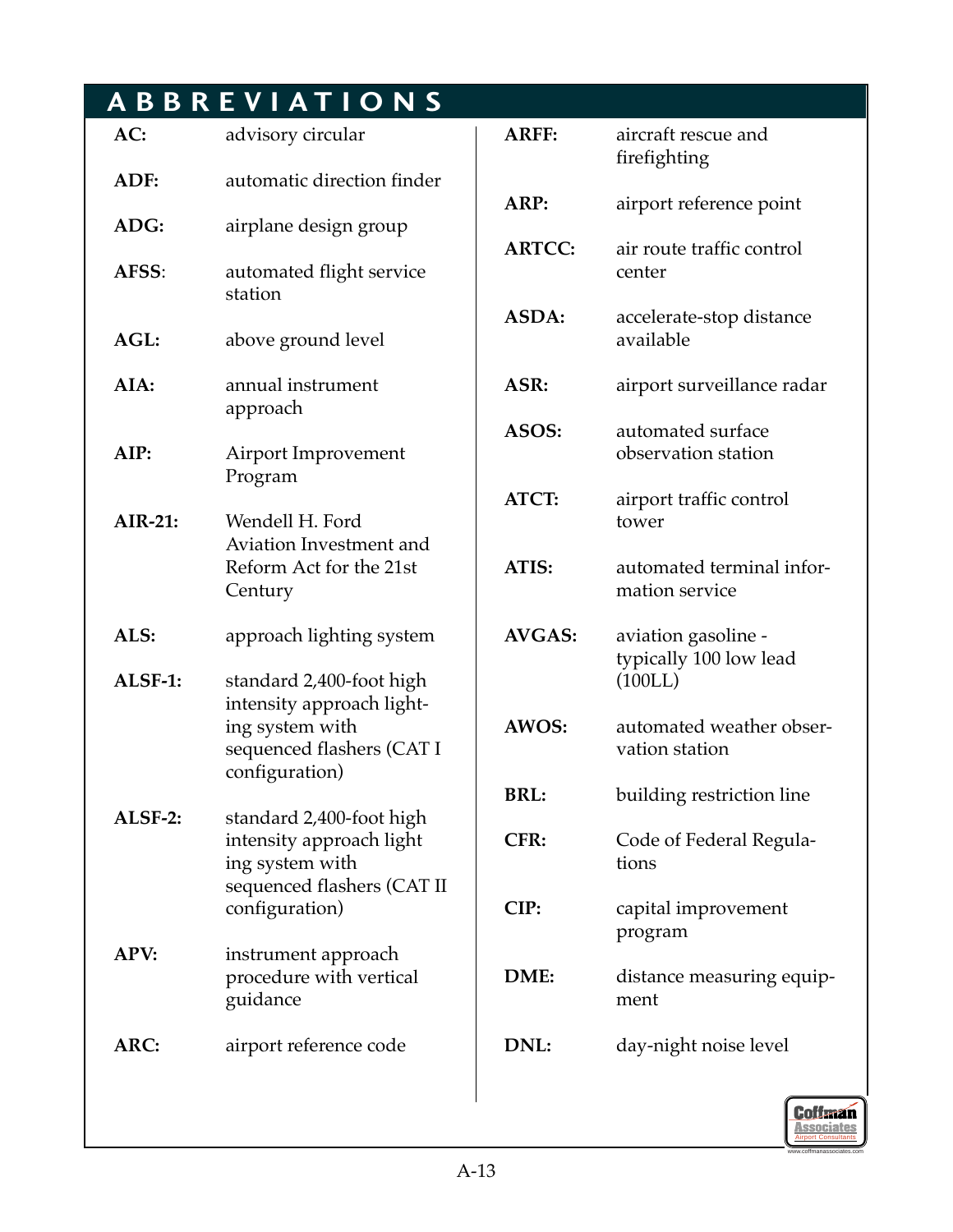# ABBREVIATIONS

**AC:** advisory circular

**ADF:** automatic direction finder

**ADG:** airplane design group

**AFSS**: automated flight service station

**AGL:** above ground level

**AIA:** annual instrument approach

**AIP:** Airport Improvement Program

**AIR-21:** Wendell H. Ford Aviation Investment and Reform Act for the 21st Century

**ALS:** approach lighting system

**ALSF-1:** standard 2,400-foot high intensity approach lighting system with sequenced flashers (CAT I configuration)

**ALSF-2:** standard 2,400-foot high intensity approach lighting system with sequenced flashers (CAT II configuration)

**APV:** instrument approach procedure with vertical guidance

**ARC:** airport reference code

**ARFF:** aircraft rescue and firefighting

**ARP:** airport reference point

**ARTCC:** air route traffic control center

**ASDA:** accelerate-stop distance available

**ASR:** airport surveillance radar

**ASOS:** automated surface observation station

**ATCT:** airport traffic control tower

**ATIS:** automated terminal information service

**AVGAS:** aviation gasoline - typically 100 low lead (100LL)

**AWOS:** automated weather observation station

**BRL:** building restriction line

**CFR:** Code of Federal Regulations

**CIP:** capital improvement program

**DME:** distance measuring equipment

**DNL:** day-night noise level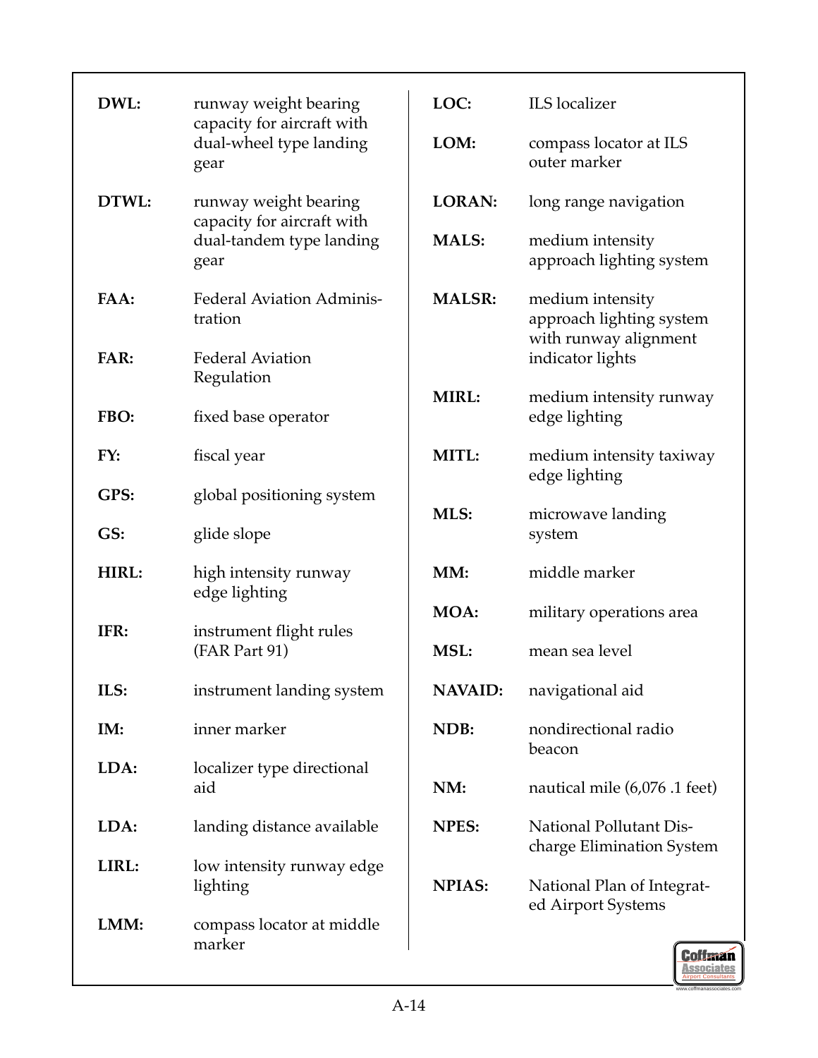**DWL:** runway weight bearing capacity for aircraft with dual-wheel type landing gear

**DTWL:** runway weight bearing capacity for aircraft with dual-tandem type landing gear

**FAA:** Federal Aviation Administration

**FAR:** Federal Aviation Regulation

**FBO:** fixed base operator

**FY:** fiscal year

**GPS:** global positioning system

**GS:** glide slope

**HIRL:** high intensity runway edge lighting

**IFR:** instrument flight rules (FAR Part 91)

**ILS:** instrument landing system

**IM:** inner marker

**LDA:** localizer type directional aid

**LDA:** landing distance available

**LIRL:** low intensity runway edge lighting

**LMM:** compass locator at middle marker

**LOC:** ILS localizer

**LOM:** compass locator at ILS outer marker

**LORAN:** long range navigation

**MALS:** medium intensity approach lighting system

**MALSR:** medium intensity approach lighting system with runway alignment indicator lights

**MIRL:** medium intensity runway edge lighting

**MITL:** medium intensity taxiway edge lighting

**MLS:** microwave landing system

**MM:** middle marker

**MOA:** military operations area

**MSL:** mean sea level

**NAVAID:** navigational aid

**NDB:** nondirectional radio beacon

**NM:** nautical mile (6,076 .1 feet)

**NPES:** National Pollutant Discharge Elimination System

**NPIAS:** National Plan of Integrated Airport Systems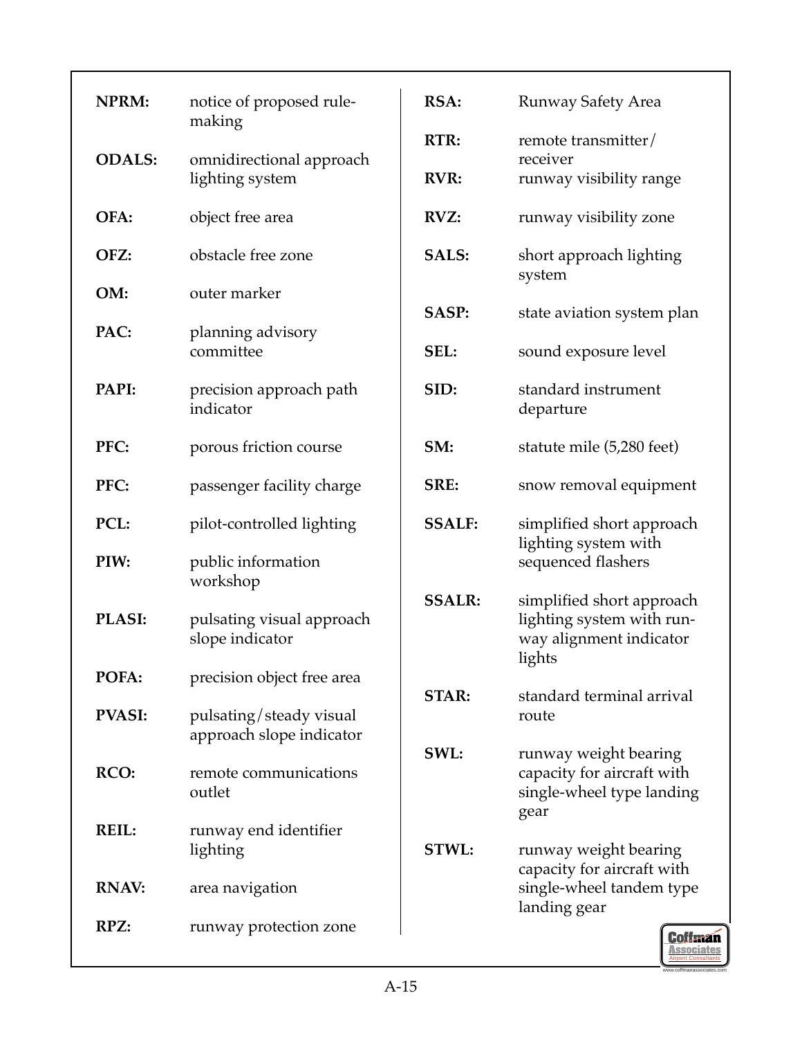**NPRM:** notice of proposed rule-making

**ODALS:** omnidirectional approach lighting system

**OFA:** object free area

**OFZ:** obstacle free zone

**OM:** outer marker

**PAC:** planning advisory committee

**PAPI:** precision approach path indicator

**PFC:** porous friction course

**PFC:** passenger facility charge

**PCL:** pilot-controlled lighting

**PIW:** public information workshop

**PLASI:** pulsating visual approach slope indicator

**POFA:** precision object free area

**PVASI:** pulsating/steady visual approach slope indicator

**RCO:** remote communications outlet

**REIL:** runway end identifier lighting

**RNAV:** area navigation

**RPZ:** runway protection zone

**RSA:** Runway Safety Area

**RTR:** remote transmitter/receiver

**RVR:** runway visibility range

**RVZ:** runway visibility zone

**SALS:** short approach lighting system

**SASP:** state aviation system plan

**SEL:** sound exposure level

**SID:** standard instrument departure

**SM:** statute mile (5,280 feet)

**SRE:** snow removal equipment

**SSALF:** simplified short approach lighting system with sequenced flashers

**SSALR:** simplified short approach lighting system with runway alignment indicator lights

**STAR:** standard terminal arrival route

**SWL:** runway weight bearing capacity for aircraft with single-wheel type landing gear

**STWL:** runway weight bearing capacity for aircraft with single-wheel tandem type landing gear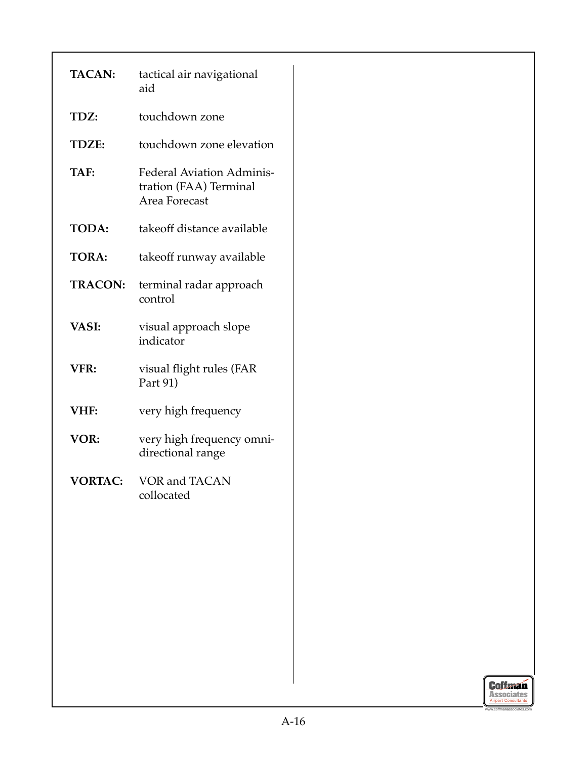**TACAN:** tactical air navigational aid

**TDZ:** touchdown zone

**TDZE:** touchdown zone elevation

**TAF:** Federal Aviation Administration (FAA) Terminal Area Forecast

**TODA:** takeoff distance available

**TORA:** takeoff runway available

**TRACON:** terminal radar approach control

**VASI:** visual approach slope indicator

**VFR:** visual flight rules (FAR Part 91)

**VHF:** very high frequency

**VOR:** very high frequency omnidirectional range

**VORTAC:** VOR and TACAN collocated